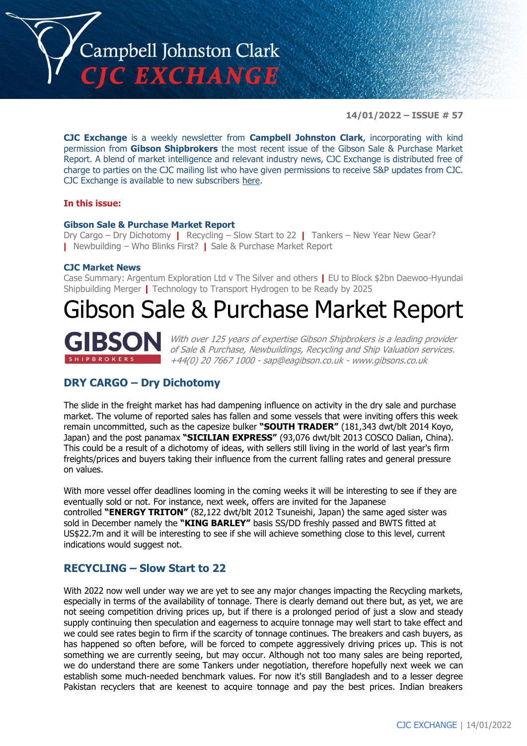# Campbell Johnston Clark CJC EXCHANGE

**14/01/2022 – ISSUE # 57**

**CJC Exchange** is a weekly newsletter from **Campbell Johnston Clark**, incorporating with kind permission from **Gibson Shipbrokers** the most recent issue of the Gibson Sale & Purchase Market Report. A blend of market intelligence and relevant industry news, CJC Exchange is distributed free of charge to parties on the CJC mailing list who have given permissions to receive S&P updates from CJC. CJC Exchange is available to new subscribers here.

**In this issue:**

**Gibson Sale & Purchase Market Report**
Dry Cargo – Dry Dichotomy | Recycling – Slow Start to 22 | Tankers – New Year New Gear? | Newbuilding – Who Blinks First? | Sale & Purchase Market Report

**CJC Market News**
Case Summary: Argentum Exploration Ltd v The Silver and others | EU to Block $2bn Daewoo-Hyundai Shipbuilding Merger | Technology to Transport Hydrogen to be Ready by 2025

# Gibson Sale & Purchase Market Report

**GIBSON** SHIPBROKERS

*With over 125 years of expertise Gibson Shipbrokers is a leading provider of Sale & Purchase, Newbuildings, Recycling and Ship Valuation services. +44(0) 20 7667 1000 - sap@eagibson.co.uk - www.gibsons.co.uk*

## DRY CARGO – Dry Dichotomy

The slide in the freight market has had dampening influence on activity in the dry sale and purchase market. The volume of reported sales has fallen and some vessels that were inviting offers this week remain uncommitted, such as the capesize bulker **"SOUTH TRADER"** (181,343 dwt/blt 2014 Koyo, Japan) and the post panamax **"SICILIAN EXPRESS"** (93,076 dwt/blt 2013 COSCO Dalian, China). This could be a result of a dichotomy of ideas, with sellers still living in the world of last year's firm freights/prices and buyers taking their influence from the current falling rates and general pressure on values.

With more vessel offer deadlines looming in the coming weeks it will be interesting to see if they are eventually sold or not. For instance, next week, offers are invited for the Japanese controlled **"ENERGY TRITON"** (82,122 dwt/blt 2012 Tsuneishi, Japan) the same aged sister was sold in December namely the **"KING BARLEY"** basis SS/DD freshly passed and BWTS fitted at US$22.7m and it will be interesting to see if she will achieve something close to this level, current indications would suggest not.

## RECYCLING – Slow Start to 22

With 2022 now well under way we are yet to see any major changes impacting the Recycling markets, especially in terms of the availability of tonnage. There is clearly demand out there but, as yet, we are not seeing competition driving prices up, but if there is a prolonged period of just a slow and steady supply continuing then speculation and eagerness to acquire tonnage may well start to take effect and we could see rates begin to firm if the scarcity of tonnage continues. The breakers and cash buyers, as has happened so often before, will be forced to compete aggressively driving prices up. This is not something we are currently seeing, but may occur. Although not too many sales are being reported, we do understand there are some Tankers under negotiation, therefore hopefully next week we can establish some much-needed benchmark values. For now it's still Bangladesh and to a lesser degree Pakistan recyclers that are keenest to acquire tonnage and pay the best prices. Indian breakers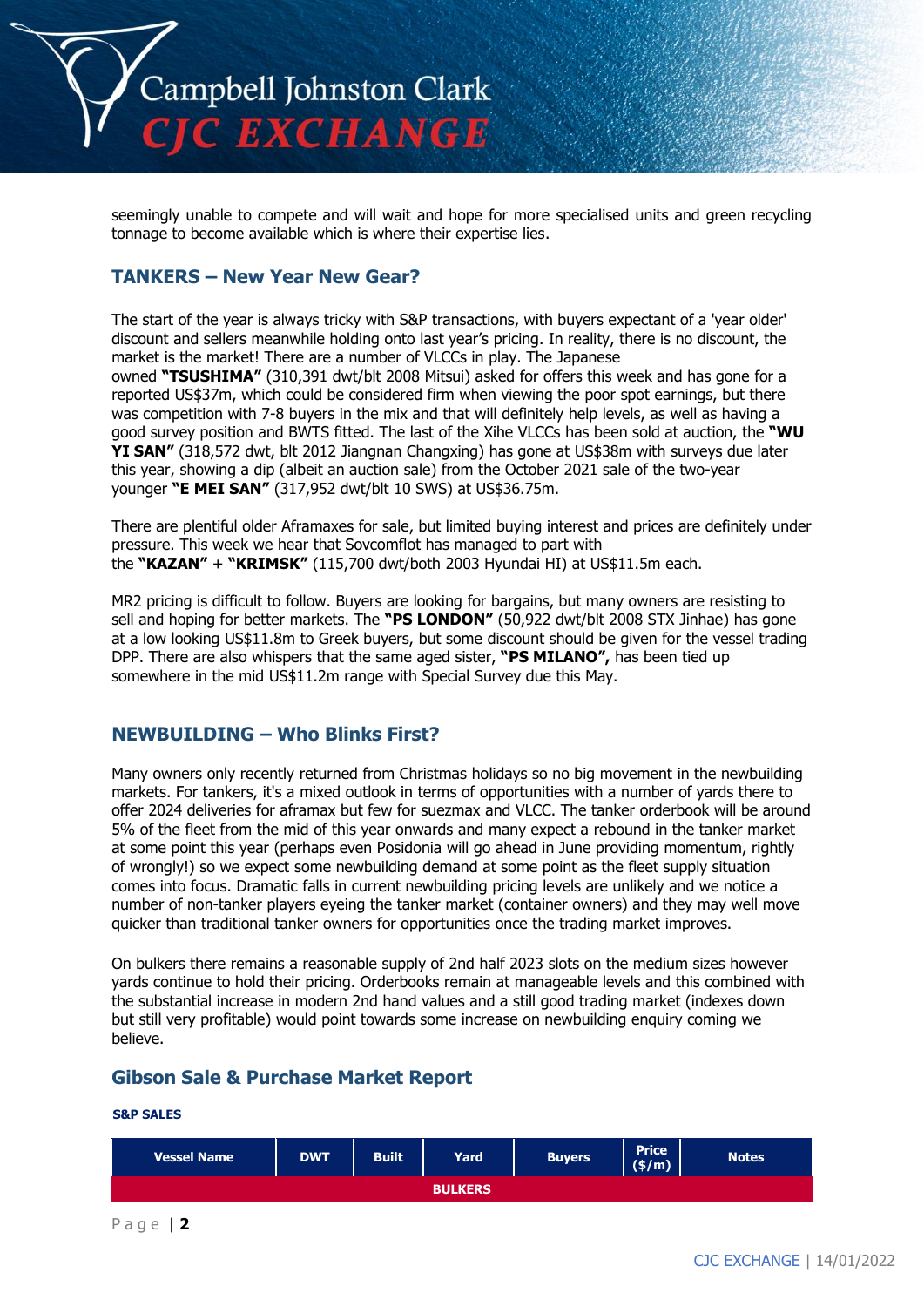seemingly unable to compete and will wait and hope for more specialised units and green recycling tonnage to become available which is where their expertise lies.

## TANKERS – New Year New Gear?

The start of the year is always tricky with S&P transactions, with buyers expectant of a 'year older' discount and sellers meanwhile holding onto last year's pricing. In reality, there is no discount, the market is the market! There are a number of VLCCs in play. The Japanese owned **"TSUSHIMA"** (310,391 dwt/blt 2008 Mitsui) asked for offers this week and has gone for a reported US$37m, which could be considered firm when viewing the poor spot earnings, but there was competition with 7-8 buyers in the mix and that will definitely help levels, as well as having a good survey position and BWTS fitted. The last of the Xihe VLCCs has been sold at auction, the **"WU YI SAN"** (318,572 dwt, blt 2012 Jiangnan Changxing) has gone at US$38m with surveys due later this year, showing a dip (albeit an auction sale) from the October 2021 sale of the two-year younger **"E MEI SAN"** (317,952 dwt/blt 10 SWS) at US$36.75m.

There are plentiful older Aframaxes for sale, but limited buying interest and prices are definitely under pressure. This week we hear that Sovcomflot has managed to part with the **"KAZAN"** + **"KRIMSK"** (115,700 dwt/both 2003 Hyundai HI) at US$11.5m each.

MR2 pricing is difficult to follow. Buyers are looking for bargains, but many owners are resisting to sell and hoping for better markets. The **"PS LONDON"** (50,922 dwt/blt 2008 STX Jinhae) has gone at a low looking US$11.8m to Greek buyers, but some discount should be given for the vessel trading DPP. There are also whispers that the same aged sister, **"PS MILANO",** has been tied up somewhere in the mid US$11.2m range with Special Survey due this May.

## NEWBUILDING – Who Blinks First?

Many owners only recently returned from Christmas holidays so no big movement in the newbuilding markets. For tankers, it's a mixed outlook in terms of opportunities with a number of yards there to offer 2024 deliveries for aframax but few for suezmax and VLCC. The tanker orderbook will be around 5% of the fleet from the mid of this year onwards and many expect a rebound in the tanker market at some point this year (perhaps even Posidonia will go ahead in June providing momentum, rightly of wrongly!) so we expect some newbuilding demand at some point as the fleet supply situation comes into focus. Dramatic falls in current newbuilding pricing levels are unlikely and we notice a number of non-tanker players eyeing the tanker market (container owners) and they may well move quicker than traditional tanker owners for opportunities once the trading market improves.

On bulkers there remains a reasonable supply of 2nd half 2023 slots on the medium sizes however yards continue to hold their pricing. Orderbooks remain at manageable levels and this combined with the substantial increase in modern 2nd hand values and a still good trading market (indexes down but still very profitable) would point towards some increase on newbuilding enquiry coming we believe.

## Gibson Sale & Purchase Market Report

**S&P SALES**

| Vessel Name | DWT | Built | Yard | Buyers | Price ($/m) | Notes |
|---|---|---|---|---|---|---|
| **BULKERS** | | | | | | |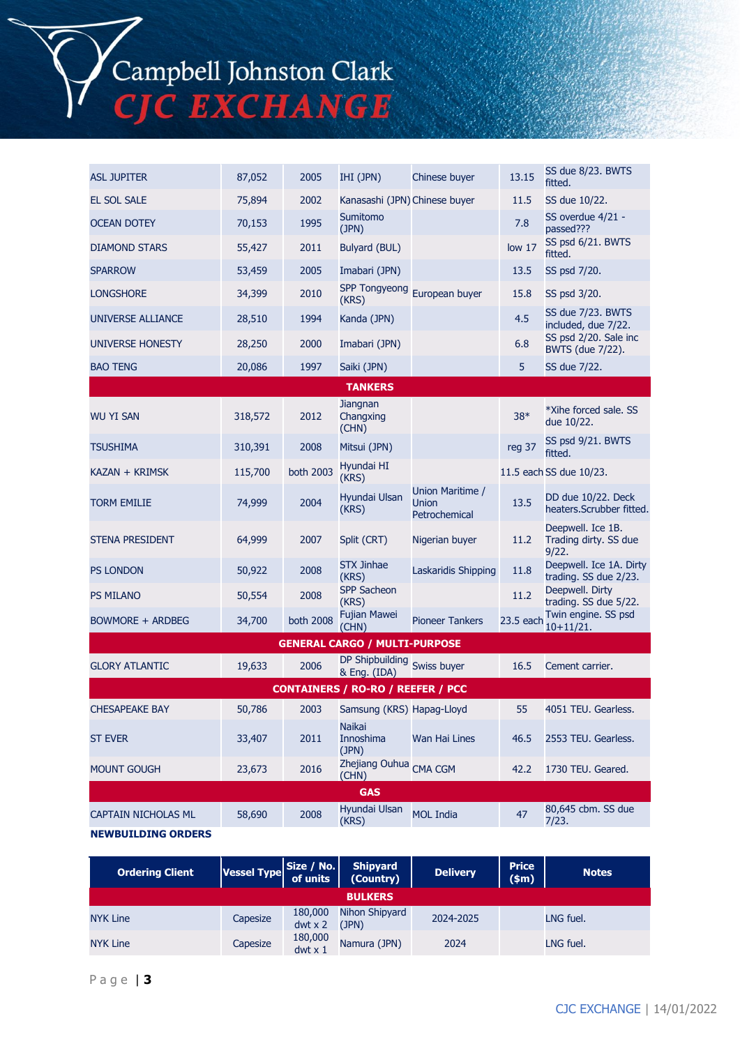| | | | | | | |
|---|---|---|---|---|---|---|
| ASL JUPITER | 87,052 | 2005 | IHI (JPN) | Chinese buyer | 13.15 | SS due 8/23. BWTS fitted. |
| EL SOL SALE | 75,894 | 2002 | Kanasashi (JPN) | Chinese buyer | 11.5 | SS due 10/22. |
| OCEAN DOTEY | 70,153 | 1995 | Sumitomo (JPN) | | 7.8 | SS overdue 4/21 - passed??? |
| DIAMOND STARS | 55,427 | 2011 | Bulyard (BUL) | | low 17 | SS psd 6/21. BWTS fitted. |
| SPARROW | 53,459 | 2005 | Imabari (JPN) | | 13.5 | SS psd 7/20. |
| LONGSHORE | 34,399 | 2010 | SPP Tongyeong (KRS) | European buyer | 15.8 | SS psd 3/20. |
| UNIVERSE ALLIANCE | 28,510 | 1994 | Kanda (JPN) | | 4.5 | SS due 7/23. BWTS included, due 7/22. |
| UNIVERSE HONESTY | 28,250 | 2000 | Imabari (JPN) | | 6.8 | SS psd 2/20. Sale inc BWTS (due 7/22). |
| BAO TENG | 20,086 | 1997 | Saiki (JPN) | | 5 | SS due 7/22. |
| **TANKERS** | | | | | | |
| WU YI SAN | 318,572 | 2012 | Jiangnan Changxing (CHN) | | 38* | *Xihe forced sale. SS due 10/22. |
| TSUSHIMA | 310,391 | 2008 | Mitsui (JPN) | | reg 37 | SS psd 9/21. BWTS fitted. |
| KAZAN + KRIMSK | 115,700 | both 2003 | Hyundai HI (KRS) | | 11.5 each | SS due 10/23. |
| TORM EMILIE | 74,999 | 2004 | Hyundai Ulsan (KRS) | Union Maritime / Union Petrochemical | 13.5 | DD due 10/22. Deck heaters.Scrubber fitted. |
| STENA PRESIDENT | 64,999 | 2007 | Split (CRT) | Nigerian buyer | 11.2 | Deepwell. Ice 1B. Trading dirty. SS due 9/22. |
| PS LONDON | 50,922 | 2008 | STX Jinhae (KRS) | Laskaridis Shipping | 11.8 | Deepwell. Ice 1A. Dirty trading. SS due 2/23. |
| PS MILANO | 50,554 | 2008 | SPP Sacheon (KRS) | | 11.2 | Deepwell. Dirty trading. SS due 5/22. |
| BOWMORE + ARDBEG | 34,700 | both 2008 | Fujian Mawei (CHN) | Pioneer Tankers | 23.5 each | Twin engine. SS psd 10+11/21. |
| **GENERAL CARGO / MULTI-PURPOSE** | | | | | | |
| GLORY ATLANTIC | 19,633 | 2006 | DP Shipbuilding & Eng. (IDA) | Swiss buyer | 16.5 | Cement carrier. |
| **CONTAINERS / RO-RO / REEFER / PCC** | | | | | | |
| CHESAPEAKE BAY | 50,786 | 2003 | Samsung (KRS) | Hapag-Lloyd | 55 | 4051 TEU. Gearless. |
| ST EVER | 33,407 | 2011 | Naikai Innoshima (JPN) | Wan Hai Lines | 46.5 | 2553 TEU. Gearless. |
| MOUNT GOUGH | 23,673 | 2016 | Zhejiang Ouhua (CHN) | CMA CGM | 42.2 | 1730 TEU. Geared. |
| **GAS** | | | | | | |
| CAPTAIN NICHOLAS ML | 58,690 | 2008 | Hyundai Ulsan (KRS) | MOL India | 47 | 80,645 cbm. SS due 7/23. |

**NEWBUILDING ORDERS**

| Ordering Client | Vessel Type | Size / No. of units | Shipyard (Country) | Delivery | Price ($m) | Notes |
|---|---|---|---|---|---|---|
| **BULKERS** | | | | | | |
| NYK Line | Capesize | 180,000 dwt x 2 | Nihon Shipyard (JPN) | 2024-2025 | | LNG fuel. |
| NYK Line | Capesize | 180,000 dwt x 1 | Namura (JPN) | 2024 | | LNG fuel. |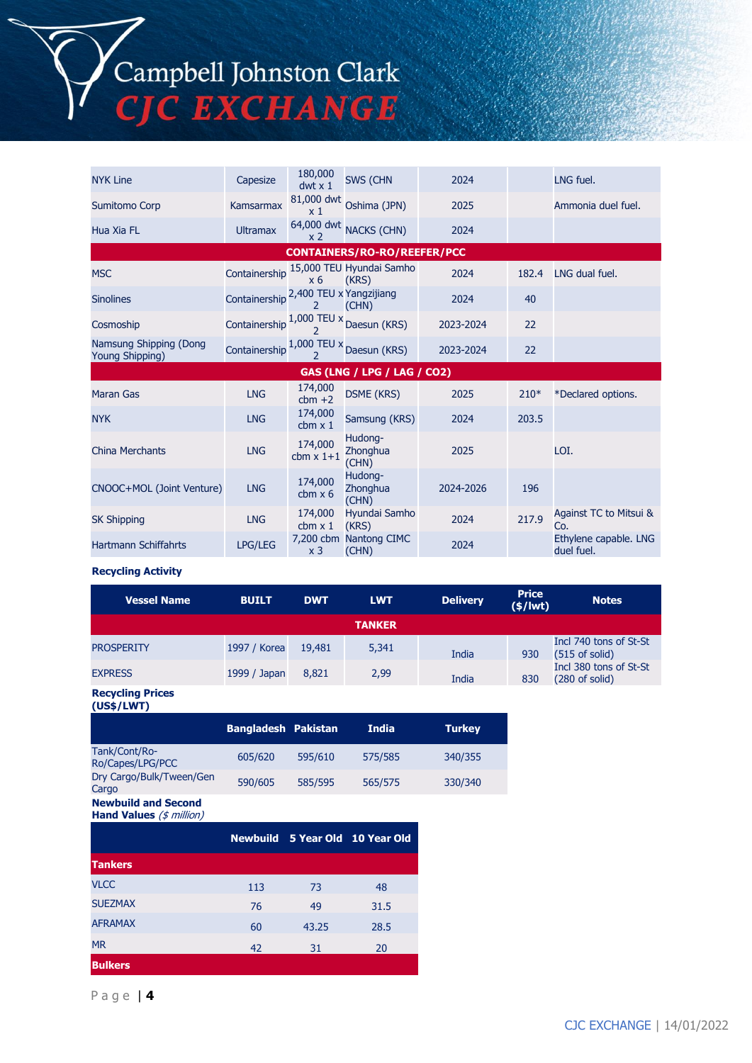| | | | | | | |
|---|---|---|---|---|---|---|
| NYK Line | Capesize | 180,000 dwt x 1 | SWS (CHN | 2024 | | LNG fuel. |
| Sumitomo Corp | Kamsarmax | 81,000 dwt x 1 | Oshima (JPN) | 2025 | | Ammonia duel fuel. |
| Hua Xia FL | Ultramax | 64,000 dwt x 2 | NACKS (CHN) | 2024 | | |
| **CONTAINERS/RO-RO/REEFER/PCC** | | | | | | |
| MSC | Containership | 15,000 TEU x 6 | Hyundai Samho (KRS) | 2024 | 182.4 | LNG dual fuel. |
| Sinolines | Containership | 2,400 TEU x 2 | Yangzijiang (CHN) | 2024 | 40 | |
| Cosmoship | Containership | 1,000 TEU x 2 | Daesun (KRS) | 2023-2024 | 22 | |
| Namsung Shipping (Dong Young Shipping) | Containership | 1,000 TEU x 2 | Daesun (KRS) | 2023-2024 | 22 | |
| **GAS (LNG / LPG / LAG / CO2)** | | | | | | |
| Maran Gas | LNG | 174,000 cbm +2 | DSME (KRS) | 2025 | 210* | *Declared options. |
| NYK | LNG | 174,000 cbm x 1 | Samsung (KRS) | 2024 | 203.5 | |
| China Merchants | LNG | 174,000 cbm x 1+1 | Hudong-Zhonghua (CHN) | 2025 | | LOI. |
| CNOOC+MOL (Joint Venture) | LNG | 174,000 cbm x 6 | Hudong-Zhonghua (CHN) | 2024-2026 | 196 | |
| SK Shipping | LNG | 174,000 cbm x 1 | Hyundai Samho (KRS) | 2024 | 217.9 | Against TC to Mitsui & Co. |
| Hartmann Schiffahrts | LPG/LEG | 7,200 cbm x 3 | Nantong CIMC (CHN) | 2024 | | Ethylene capable. LNG duel fuel. |

**Recycling Activity**

| Vessel Name | BUILT | DWT | LWT | Delivery | Price ($/lwt) | Notes |
|---|---|---|---|---|---|---|
| **TANKER** | | | | | | |
| PROSPERITY | 1997 / Korea | 19,481 | 5,341 | India | 930 | Incl 740 tons of St-St (515 of solid) |
| EXPRESS | 1999 / Japan | 8,821 | 2,99 | India | 830 | Incl 380 tons of St-St (280 of solid) |

**Recycling Prices (US$/LWT)**

| | Bangladesh | Pakistan | India | Turkey |
|---|---|---|---|---|
| Tank/Cont/Ro-Ro/Capes/LPG/PCC | 605/620 | 595/610 | 575/585 | 340/355 |
| Dry Cargo/Bulk/Tween/Gen Cargo | 590/605 | 585/595 | 565/575 | 330/340 |

**Newbuild and Second Hand Values** *($ million)*

| | Newbuild | 5 Year Old | 10 Year Old |
|---|---|---|---|
| **Tankers** | | | |
| VLCC | 113 | 73 | 48 |
| SUEZMAX | 76 | 49 | 31.5 |
| AFRAMAX | 60 | 43.25 | 28.5 |
| MR | 42 | 31 | 20 |
| **Bulkers** | | | |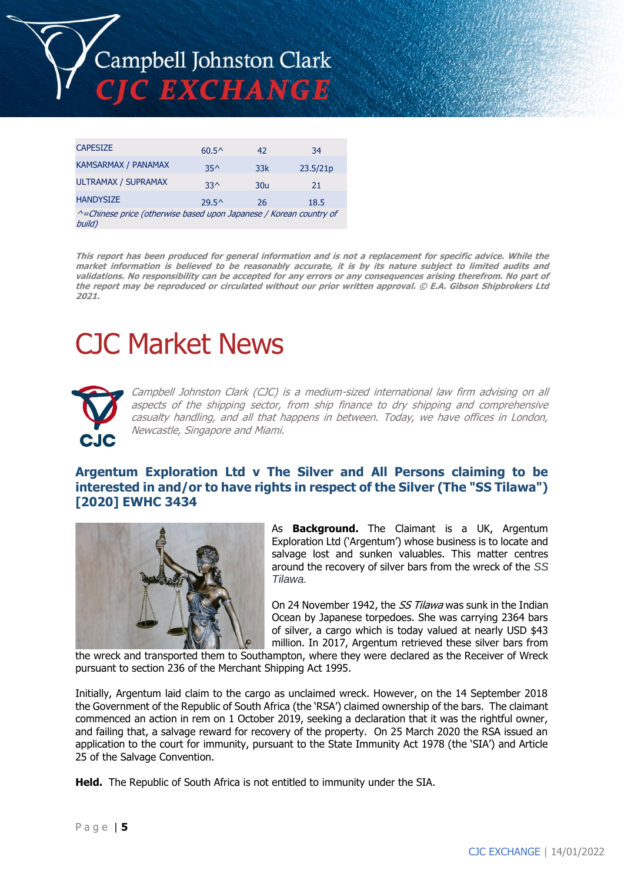| | | | |
|---|---|---|---|
| CAPESIZE | 60.5^ | 42 | 34 |
| KAMSARMAX / PANAMAX | 35^ | 33k | 23.5/21p |
| ULTRAMAX / SUPRAMAX | 33^ | 30u | 21 |
| HANDYSIZE | 29.5^ | 26 | 18.5 |

*^=Chinese price (otherwise based upon Japanese / Korean country of build)*

***This report has been produced for general information and is not a replacement for specific advice. While the market information is believed to be reasonably accurate, it is by its nature subject to limited audits and validations. No responsibility can be accepted for any errors or any consequences arising therefrom. No part of the report may be reproduced or circulated without our prior written approval. © E.A. Gibson Shipbrokers Ltd 2021.***

# CJC Market News

*Campbell Johnston Clark (CJC) is a medium-sized international law firm advising on all aspects of the shipping sector, from ship finance to dry shipping and comprehensive casualty handling, and all that happens in between. Today, we have offices in London, Newcastle, Singapore and Miami.*

## Argentum Exploration Ltd v The Silver and All Persons claiming to be interested in and/or to have rights in respect of the Silver (The "SS Tilawa") [2020] EWHC 3434

As **Background.** The Claimant is a UK, Argentum Exploration Ltd ('Argentum') whose business is to locate and salvage lost and sunken valuables. This matter centres around the recovery of silver bars from the wreck of the *SS Tilawa.*

On 24 November 1942, the *SS Tilawa* was sunk in the Indian Ocean by Japanese torpedoes. She was carrying 2364 bars of silver, a cargo which is today valued at nearly USD $43 million. In 2017, Argentum retrieved these silver bars from the wreck and transported them to Southampton, where they were declared as the Receiver of Wreck pursuant to section 236 of the Merchant Shipping Act 1995.

Initially, Argentum laid claim to the cargo as unclaimed wreck. However, on the 14 September 2018 the Government of the Republic of South Africa (the 'RSA') claimed ownership of the bars. The claimant commenced an action in rem on 1 October 2019, seeking a declaration that it was the rightful owner, and failing that, a salvage reward for recovery of the property. On 25 March 2020 the RSA issued an application to the court for immunity, pursuant to the State Immunity Act 1978 (the 'SIA') and Article 25 of the Salvage Convention.

**Held.** The Republic of South Africa is not entitled to immunity under the SIA.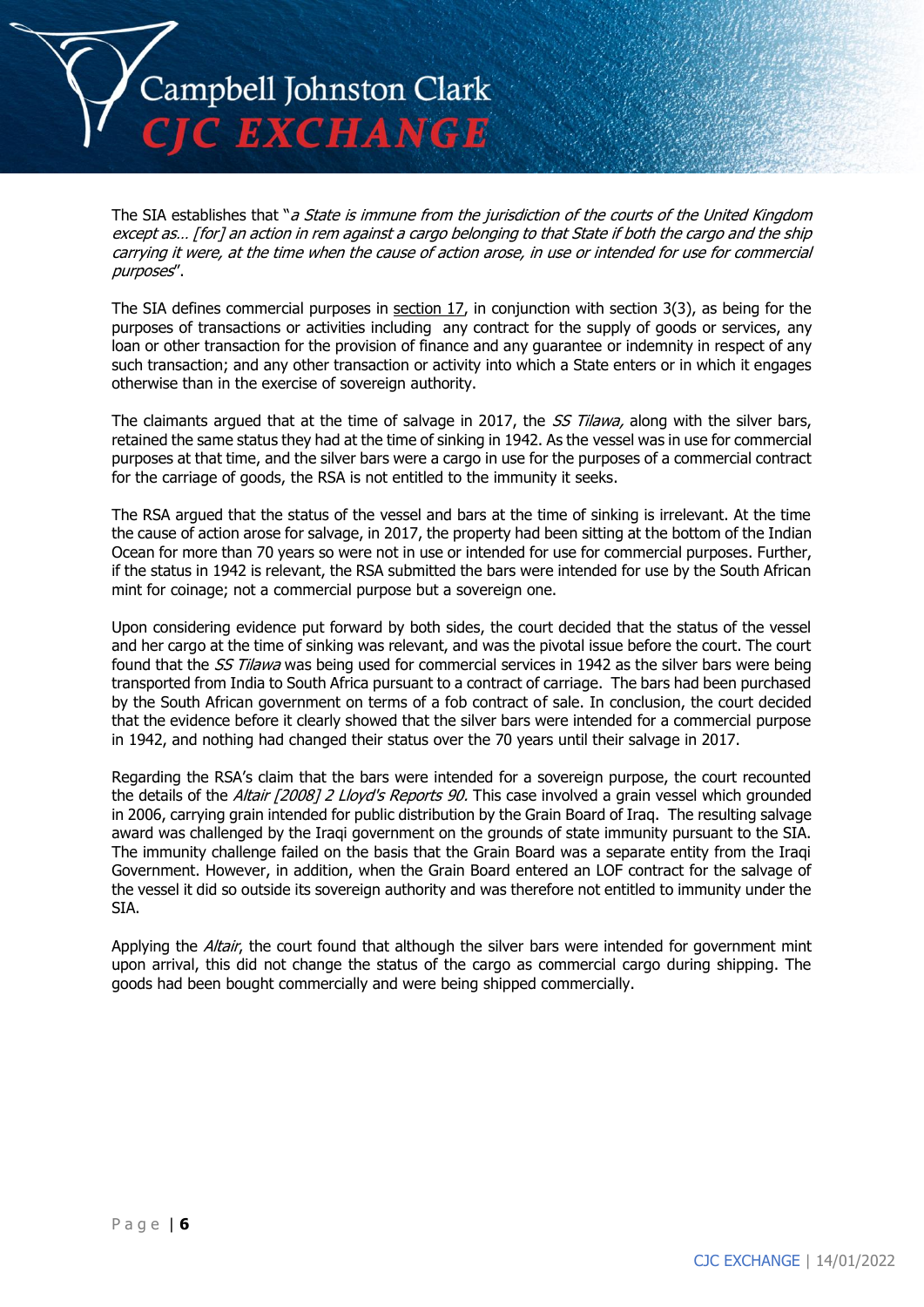The SIA establishes that "*a State is immune from the jurisdiction of the courts of the United Kingdom except as… [for] an action in rem against a cargo belonging to that State if both the cargo and the ship carrying it were, at the time when the cause of action arose, in use or intended for use for commercial purposes*".

The SIA defines commercial purposes in section 17, in conjunction with section 3(3), as being for the purposes of transactions or activities including any contract for the supply of goods or services, any loan or other transaction for the provision of finance and any guarantee or indemnity in respect of any such transaction; and any other transaction or activity into which a State enters or in which it engages otherwise than in the exercise of sovereign authority.

The claimants argued that at the time of salvage in 2017, the *SS Tilawa,* along with the silver bars, retained the same status they had at the time of sinking in 1942. As the vessel was in use for commercial purposes at that time, and the silver bars were a cargo in use for the purposes of a commercial contract for the carriage of goods, the RSA is not entitled to the immunity it seeks.

The RSA argued that the status of the vessel and bars at the time of sinking is irrelevant. At the time the cause of action arose for salvage, in 2017, the property had been sitting at the bottom of the Indian Ocean for more than 70 years so were not in use or intended for use for commercial purposes. Further, if the status in 1942 is relevant, the RSA submitted the bars were intended for use by the South African mint for coinage; not a commercial purpose but a sovereign one.

Upon considering evidence put forward by both sides, the court decided that the status of the vessel and her cargo at the time of sinking was relevant, and was the pivotal issue before the court. The court found that the *SS Tilawa* was being used for commercial services in 1942 as the silver bars were being transported from India to South Africa pursuant to a contract of carriage. The bars had been purchased by the South African government on terms of a fob contract of sale. In conclusion, the court decided that the evidence before it clearly showed that the silver bars were intended for a commercial purpose in 1942, and nothing had changed their status over the 70 years until their salvage in 2017.

Regarding the RSA's claim that the bars were intended for a sovereign purpose, the court recounted the details of the *Altair [2008] 2 Lloyd's Reports 90.* This case involved a grain vessel which grounded in 2006, carrying grain intended for public distribution by the Grain Board of Iraq. The resulting salvage award was challenged by the Iraqi government on the grounds of state immunity pursuant to the SIA. The immunity challenge failed on the basis that the Grain Board was a separate entity from the Iraqi Government. However, in addition, when the Grain Board entered an LOF contract for the salvage of the vessel it did so outside its sovereign authority and was therefore not entitled to immunity under the SIA.

Applying the *Altair*, the court found that although the silver bars were intended for government mint upon arrival, this did not change the status of the cargo as commercial cargo during shipping. The goods had been bought commercially and were being shipped commercially.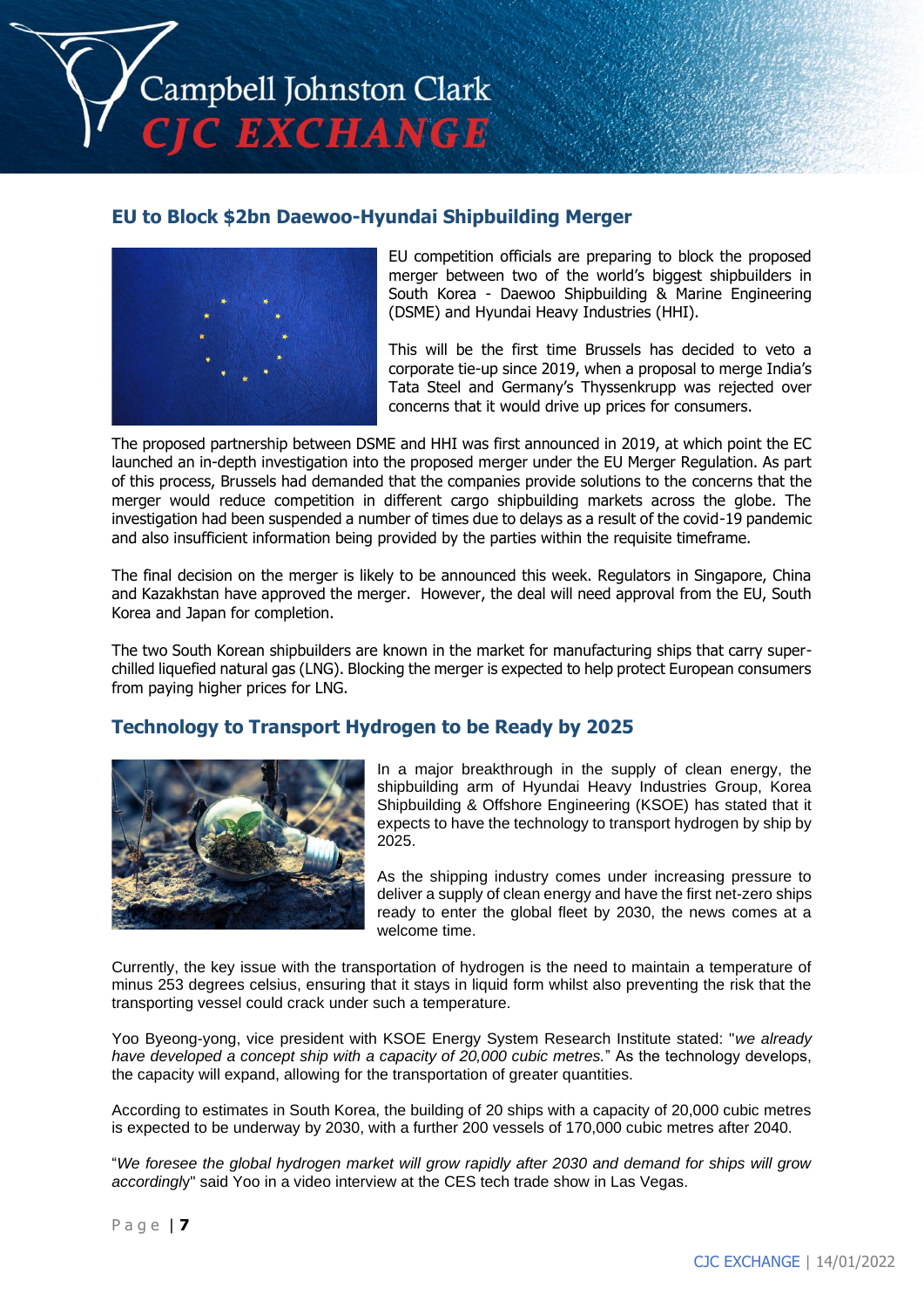## EU to Block $2bn Daewoo-Hyundai Shipbuilding Merger

EU competition officials are preparing to block the proposed merger between two of the world's biggest shipbuilders in South Korea - Daewoo Shipbuilding & Marine Engineering (DSME) and Hyundai Heavy Industries (HHI).

This will be the first time Brussels has decided to veto a corporate tie-up since 2019, when a proposal to merge India's Tata Steel and Germany's Thyssenkrupp was rejected over concerns that it would drive up prices for consumers.

The proposed partnership between DSME and HHI was first announced in 2019, at which point the EC launched an in-depth investigation into the proposed merger under the EU Merger Regulation. As part of this process, Brussels had demanded that the companies provide solutions to the concerns that the merger would reduce competition in different cargo shipbuilding markets across the globe. The investigation had been suspended a number of times due to delays as a result of the covid-19 pandemic and also insufficient information being provided by the parties within the requisite timeframe.

The final decision on the merger is likely to be announced this week. Regulators in Singapore, China and Kazakhstan have approved the merger. However, the deal will need approval from the EU, South Korea and Japan for completion.

The two South Korean shipbuilders are known in the market for manufacturing ships that carry super-chilled liquefied natural gas (LNG). Blocking the merger is expected to help protect European consumers from paying higher prices for LNG.

## Technology to Transport Hydrogen to be Ready by 2025

In a major breakthrough in the supply of clean energy, the shipbuilding arm of Hyundai Heavy Industries Group, Korea Shipbuilding & Offshore Engineering (KSOE) has stated that it expects to have the technology to transport hydrogen by ship by 2025.

As the shipping industry comes under increasing pressure to deliver a supply of clean energy and have the first net-zero ships ready to enter the global fleet by 2030, the news comes at a welcome time.

Currently, the key issue with the transportation of hydrogen is the need to maintain a temperature of minus 253 degrees celsius, ensuring that it stays in liquid form whilst also preventing the risk that the transporting vessel could crack under such a temperature.

Yoo Byeong-yong, vice president with KSOE Energy System Research Institute stated: "*we already have developed a concept ship with a capacity of 20,000 cubic metres.*" As the technology develops, the capacity will expand, allowing for the transportation of greater quantities.

According to estimates in South Korea, the building of 20 ships with a capacity of 20,000 cubic metres is expected to be underway by 2030, with a further 200 vessels of 170,000 cubic metres after 2040.

"*We foresee the global hydrogen market will grow rapidly after 2030 and demand for ships will grow accordingly*" said Yoo in a video interview at the CES tech trade show in Las Vegas.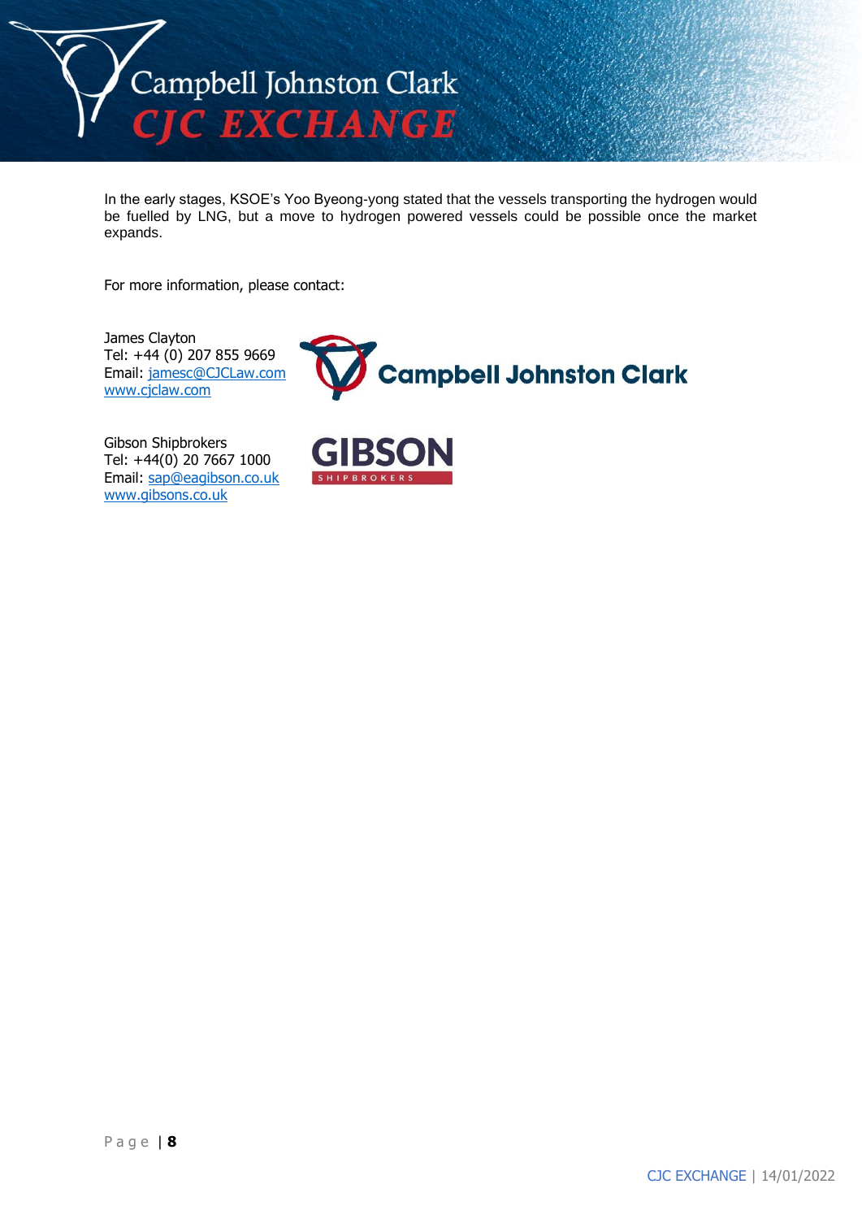In the early stages, KSOE's Yoo Byeong-yong stated that the vessels transporting the hydrogen would be fuelled by LNG, but a move to hydrogen powered vessels could be possible once the market expands.

For more information, please contact:

James Clayton
Tel: +44 (0) 207 855 9669
Email: jamesc@CJCLaw.com
www.cjclaw.com

Gibson Shipbrokers
Tel: +44(0) 20 7667 1000
Email: sap@eagibson.co.uk
www.gibsons.co.uk